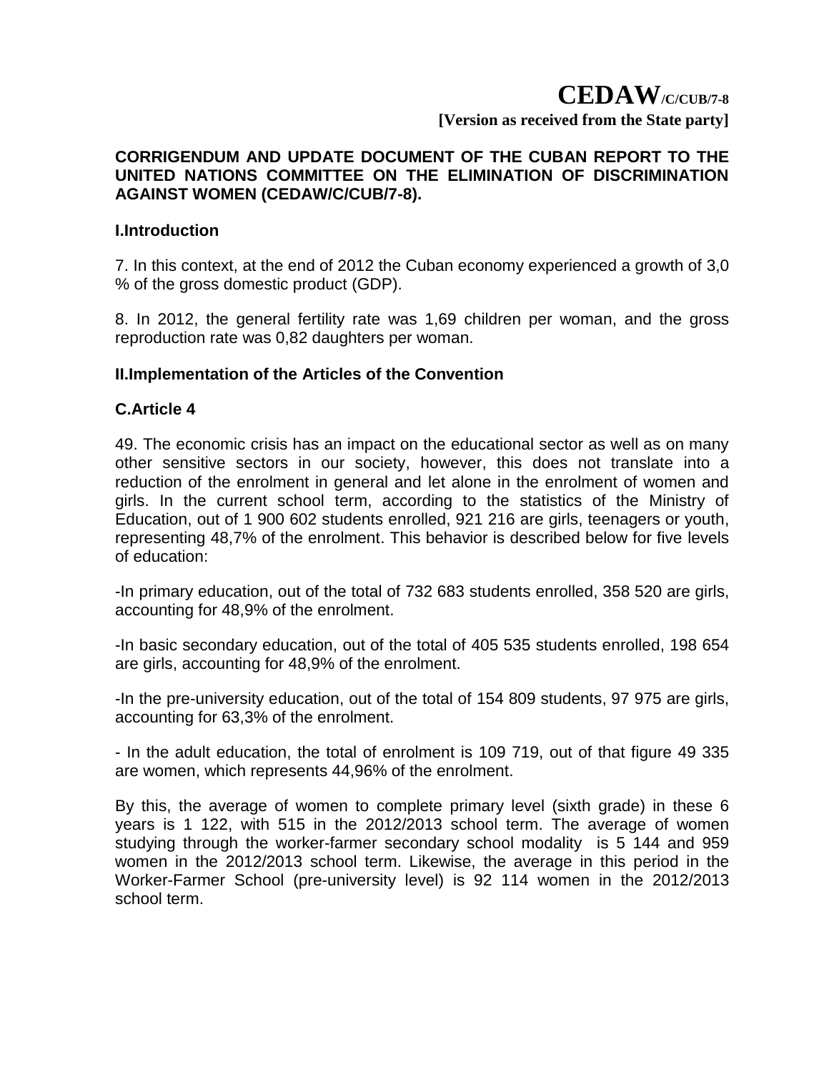# CEDAW/C/CUB/7-8

**[Version as received from the State party]**

**CORRIGENDUM AND UPDATE DOCUMENT OF THE CUBAN REPORT TO THE UNITED NATIONS COMMITTEE ON THE ELIMINATION OF DISCRIMINATION AGAINST WOMEN (CEDAW/C/CUB/7-8).**

## I.Introduction

7. In this context, at the end of 2012 the Cuban economy experienced a growth of 3,0 % of the gross domestic product (GDP).

8. In 2012, the general fertility rate was 1,69 children per woman, and the gross reproduction rate was 0,82 daughters per woman.

## II.Implementation of the Articles of the Convention

### C.Article 4

49. The economic crisis has an impact on the educational sector as well as on many other sensitive sectors in our society, however, this does not translate into a reduction of the enrolment in general and let alone in the enrolment of women and girls. In the current school term, according to the statistics of the Ministry of Education, out of 1 900 602 students enrolled, 921 216 are girls, teenagers or youth, representing 48,7% of the enrolment. This behavior is described below for five levels of education:

-In primary education, out of the total of 732 683 students enrolled, 358 520 are girls, accounting for 48,9% of the enrolment.

-In basic secondary education, out of the total of 405 535 students enrolled, 198 654 are girls, accounting for 48,9% of the enrolment.

-In the pre-university education, out of the total of 154 809 students, 97 975 are girls, accounting for 63,3% of the enrolment.

- In the adult education, the total of enrolment is 109 719, out of that figure 49 335 are women, which represents 44,96% of the enrolment.

By this, the average of women to complete primary level (sixth grade) in these 6 years is 1 122, with 515 in the 2012/2013 school term. The average of women studying through the worker-farmer secondary school modality is 5 144 and 959 women in the 2012/2013 school term. Likewise, the average in this period in the Worker-Farmer School (pre-university level) is 92 114 women in the 2012/2013 school term.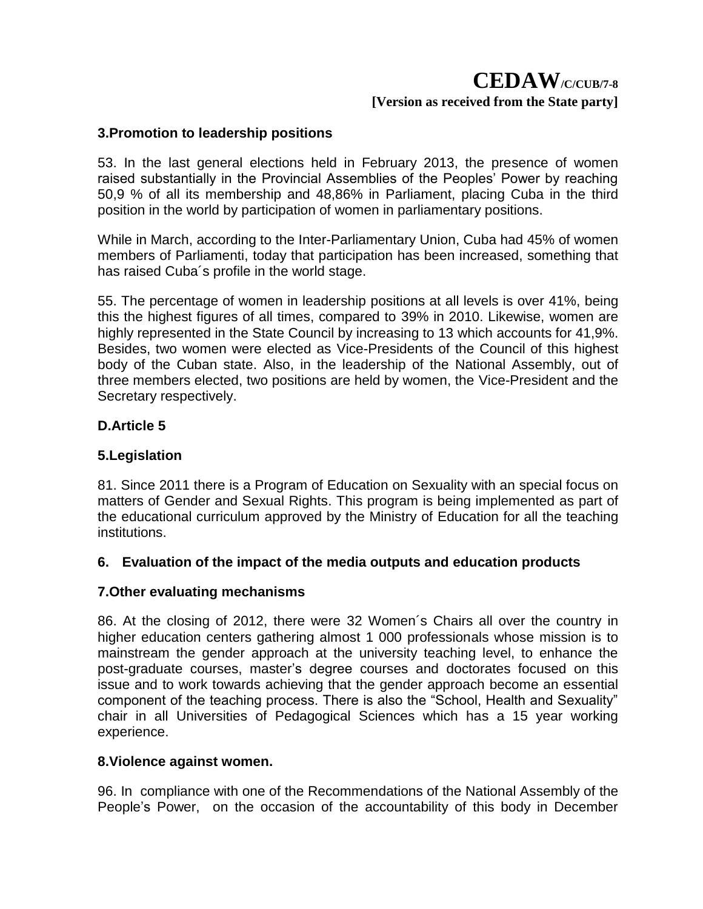### 3.Promotion to leadership positions

53. In the last general elections held in February 2013, the presence of women raised substantially in the Provincial Assemblies of the Peoples' Power by reaching 50,9 % of all its membership and 48,86% in Parliament, placing Cuba in the third position in the world by participation of women in parliamentary positions.

While in March, according to the Inter-Parliamentary Union, Cuba had 45% of women members of Parliamenti, today that participation has been increased, something that has raised Cuba´s profile in the world stage.

55. The percentage of women in leadership positions at all levels is over 41%, being this the highest figures of all times, compared to 39% in 2010. Likewise, women are highly represented in the State Council by increasing to 13 which accounts for 41,9%. Besides, two women were elected as Vice-Presidents of the Council of this highest body of the Cuban state. Also, in the leadership of the National Assembly, out of three members elected, two positions are held by women, the Vice-President and the Secretary respectively.

### D.Article 5

### 5.Legislation

81. Since 2011 there is a Program of Education on Sexuality with an special focus on matters of Gender and Sexual Rights. This program is being implemented as part of the educational curriculum approved by the Ministry of Education for all the teaching institutions.

### 6. Evaluation of the impact of the media outputs and education products

### 7.Other evaluating mechanisms

86. At the closing of 2012, there were 32 Women´s Chairs all over the country in higher education centers gathering almost 1 000 professionals whose mission is to mainstream the gender approach at the university teaching level, to enhance the post-graduate courses, master's degree courses and doctorates focused on this issue and to work towards achieving that the gender approach become an essential component of the teaching process. There is also the "School, Health and Sexuality" chair in all Universities of Pedagogical Sciences which has a 15 year working experience.

### 8.Violence against women.

96. In compliance with one of the Recommendations of the National Assembly of the People's Power, on the occasion of the accountability of this body in December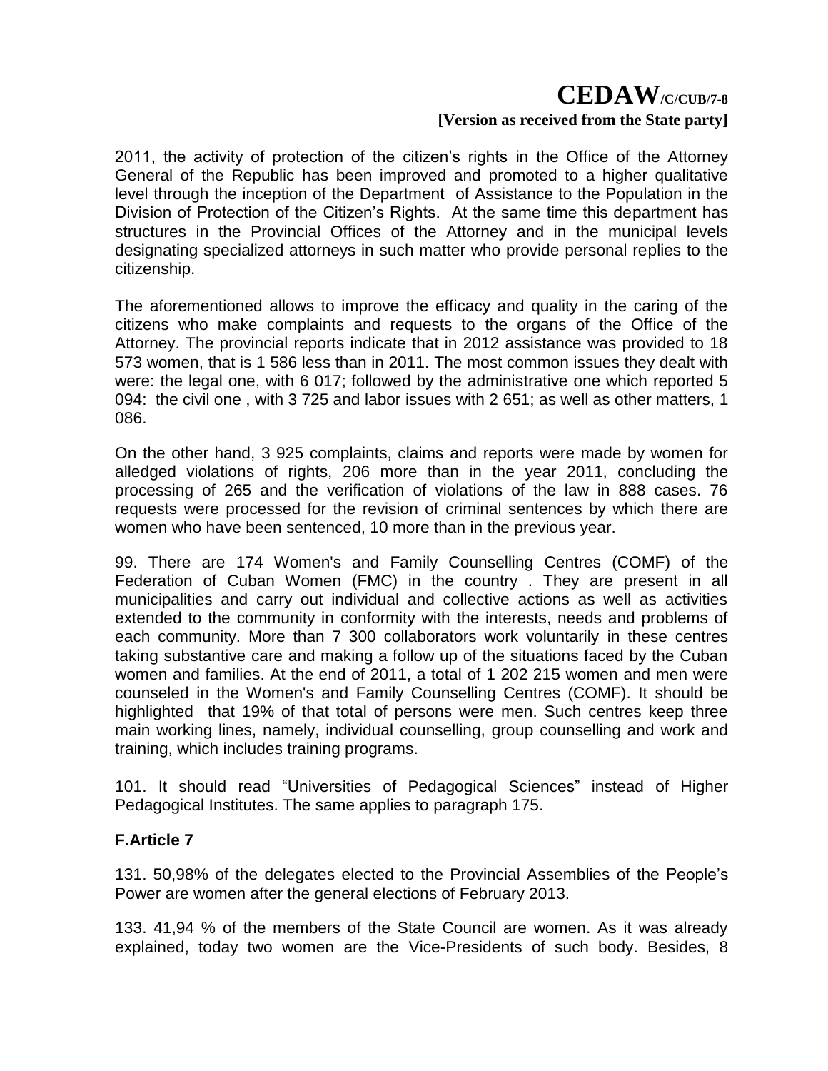2011, the activity of protection of the citizen's rights in the Office of the Attorney General of the Republic has been improved and promoted to a higher qualitative level through the inception of the Department of Assistance to the Population in the Division of Protection of the Citizen's Rights. At the same time this department has structures in the Provincial Offices of the Attorney and in the municipal levels designating specialized attorneys in such matter who provide personal replies to the citizenship.

The aforementioned allows to improve the efficacy and quality in the caring of the citizens who make complaints and requests to the organs of the Office of the Attorney. The provincial reports indicate that in 2012 assistance was provided to 18 573 women, that is 1 586 less than in 2011. The most common issues they dealt with were: the legal one, with 6 017; followed by the administrative one which reported 5 094: the civil one , with 3 725 and labor issues with 2 651; as well as other matters, 1 086.

On the other hand, 3 925 complaints, claims and reports were made by women for alledged violations of rights, 206 more than in the year 2011, concluding the processing of 265 and the verification of violations of the law in 888 cases. 76 requests were processed for the revision of criminal sentences by which there are women who have been sentenced, 10 more than in the previous year.

99. There are 174 Women's and Family Counselling Centres (COMF) of the Federation of Cuban Women (FMC) in the country . They are present in all municipalities and carry out individual and collective actions as well as activities extended to the community in conformity with the interests, needs and problems of each community. More than 7 300 collaborators work voluntarily in these centres taking substantive care and making a follow up of the situations faced by the Cuban women and families. At the end of 2011, a total of 1 202 215 women and men were counseled in the Women's and Family Counselling Centres (COMF). It should be highlighted that 19% of that total of persons were men. Such centres keep three main working lines, namely, individual counselling, group counselling and work and training, which includes training programs.

101. It should read "Universities of Pedagogical Sciences" instead of Higher Pedagogical Institutes. The same applies to paragraph 175.

## F.Article 7

131. 50,98% of the delegates elected to the Provincial Assemblies of the People's Power are women after the general elections of February 2013.

133. 41,94 % of the members of the State Council are women. As it was already explained, today two women are the Vice-Presidents of such body. Besides, 8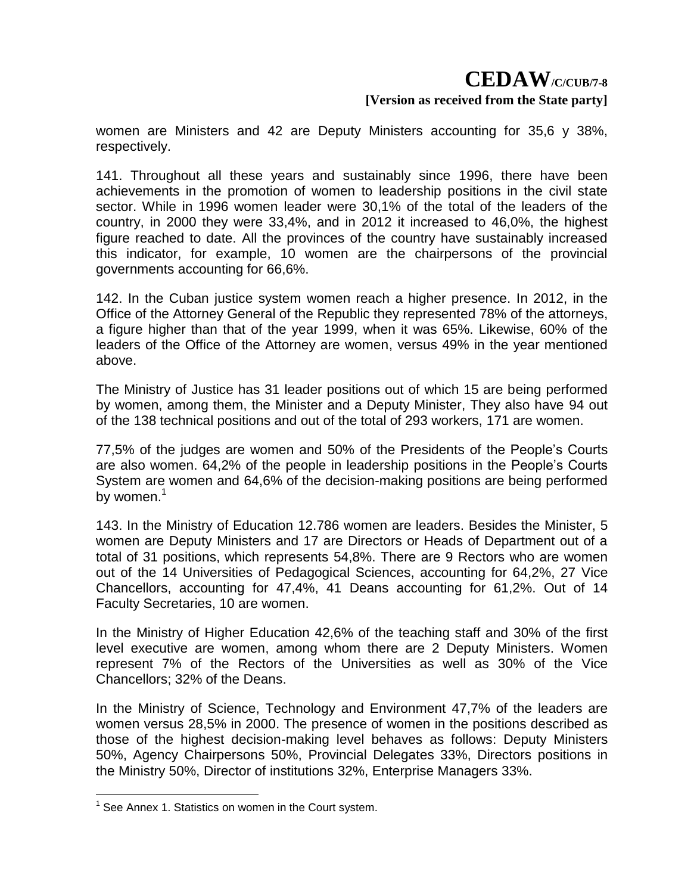women are Ministers and 42 are Deputy Ministers accounting for 35,6 y 38%, respectively.

141. Throughout all these years and sustainably since 1996, there have been achievements in the promotion of women to leadership positions in the civil state sector. While in 1996 women leader were 30,1% of the total of the leaders of the country, in 2000 they were 33,4%, and in 2012 it increased to 46,0%, the highest figure reached to date. All the provinces of the country have sustainably increased this indicator, for example, 10 women are the chairpersons of the provincial governments accounting for 66,6%.

142. In the Cuban justice system women reach a higher presence. In 2012, in the Office of the Attorney General of the Republic they represented 78% of the attorneys, a figure higher than that of the year 1999, when it was 65%. Likewise, 60% of the leaders of the Office of the Attorney are women, versus 49% in the year mentioned above.

The Ministry of Justice has 31 leader positions out of which 15 are being performed by women, among them, the Minister and a Deputy Minister, They also have 94 out of the 138 technical positions and out of the total of 293 workers, 171 are women.

77,5% of the judges are women and 50% of the Presidents of the People's Courts are also women. 64,2% of the people in leadership positions in the People's Courts System are women and 64,6% of the decision-making positions are being performed by women.[1]

143. In the Ministry of Education 12.786 women are leaders. Besides the Minister, 5 women are Deputy Ministers and 17 are Directors or Heads of Department out of a total of 31 positions, which represents 54,8%. There are 9 Rectors who are women out of the 14 Universities of Pedagogical Sciences, accounting for 64,2%, 27 Vice Chancellors, accounting for 47,4%, 41 Deans accounting for 61,2%. Out of 14 Faculty Secretaries, 10 are women.

In the Ministry of Higher Education 42,6% of the teaching staff and 30% of the first level executive are women, among whom there are 2 Deputy Ministers. Women represent 7% of the Rectors of the Universities as well as 30% of the Vice Chancellors; 32% of the Deans.

In the Ministry of Science, Technology and Environment 47,7% of the leaders are women versus 28,5% in 2000. The presence of women in the positions described as those of the highest decision-making level behaves as follows: Deputy Ministers 50%, Agency Chairpersons 50%, Provincial Delegates 33%, Directors positions in the Ministry 50%, Director of institutions 32%, Enterprise Managers 33%.

---

[1] See Annex 1. Statistics on women in the Court system.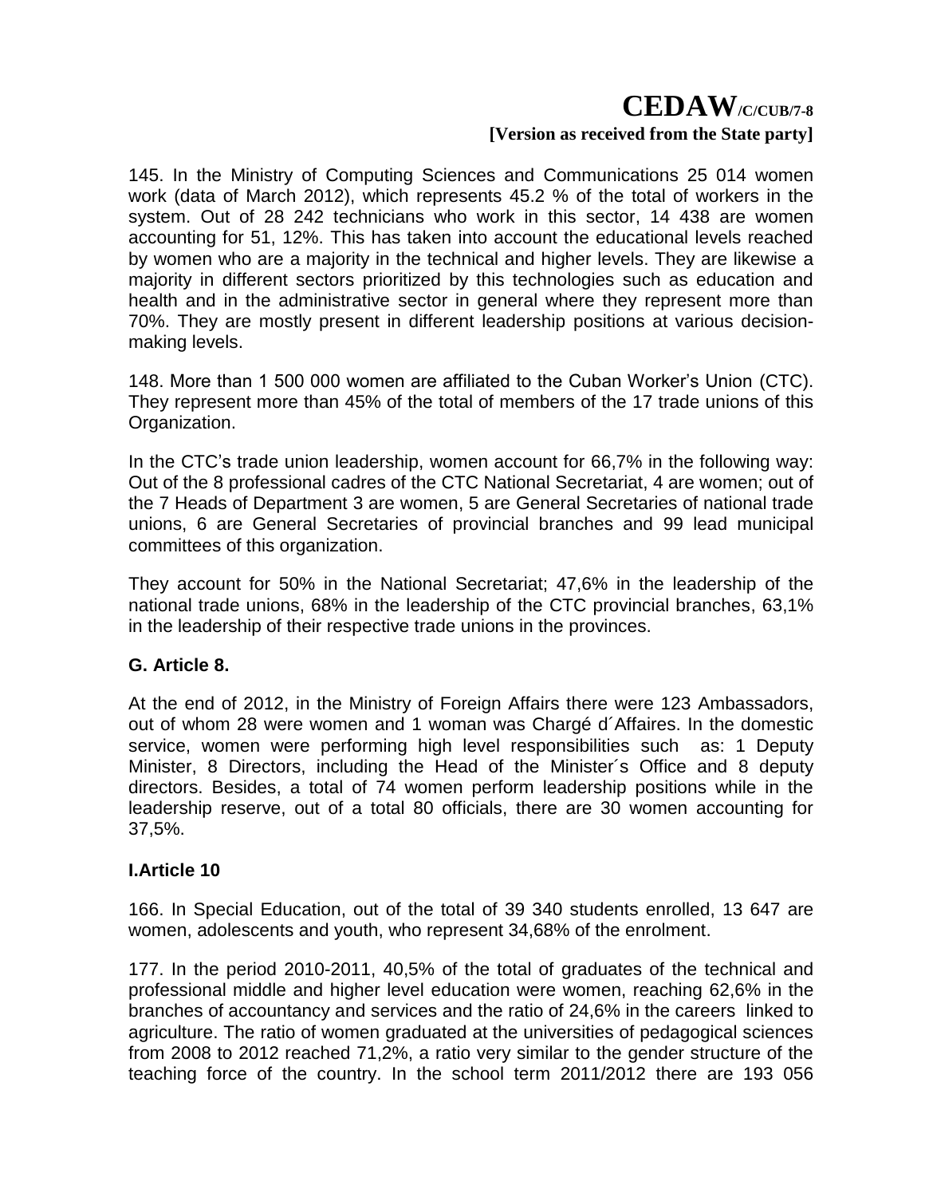145. In the Ministry of Computing Sciences and Communications 25 014 women work (data of March 2012), which represents 45.2 % of the total of workers in the system. Out of 28 242 technicians who work in this sector, 14 438 are women accounting for 51, 12%. This has taken into account the educational levels reached by women who are a majority in the technical and higher levels. They are likewise a majority in different sectors prioritized by this technologies such as education and health and in the administrative sector in general where they represent more than 70%. They are mostly present in different leadership positions at various decision-making levels.

148. More than 1 500 000 women are affiliated to the Cuban Worker's Union (CTC). They represent more than 45% of the total of members of the 17 trade unions of this Organization.

In the CTC's trade union leadership, women account for 66,7% in the following way: Out of the 8 professional cadres of the CTC National Secretariat, 4 are women; out of the 7 Heads of Department 3 are women, 5 are General Secretaries of national trade unions, 6 are General Secretaries of provincial branches and 99 lead municipal committees of this organization.

They account for 50% in the National Secretariat; 47,6% in the leadership of the national trade unions, 68% in the leadership of the CTC provincial branches, 63,1% in the leadership of their respective trade unions in the provinces.

**G. Article 8.**

At the end of 2012, in the Ministry of Foreign Affairs there were 123 Ambassadors, out of whom 28 were women and 1 woman was Chargé d´Affaires. In the domestic service, women were performing high level responsibilities such as: 1 Deputy Minister, 8 Directors, including the Head of the Minister´s Office and 8 deputy directors. Besides, a total of 74 women perform leadership positions while in the leadership reserve, out of a total 80 officials, there are 30 women accounting for 37,5%.

**I.Article 10**

166. In Special Education, out of the total of 39 340 students enrolled, 13 647 are women, adolescents and youth, who represent 34,68% of the enrolment.

177. In the period 2010-2011, 40,5% of the total of graduates of the technical and professional middle and higher level education were women, reaching 62,6% in the branches of accountancy and services and the ratio of 24,6% in the careers linked to agriculture. The ratio of women graduated at the universities of pedagogical sciences from 2008 to 2012 reached 71,2%, a ratio very similar to the gender structure of the teaching force of the country. In the school term 2011/2012 there are 193 056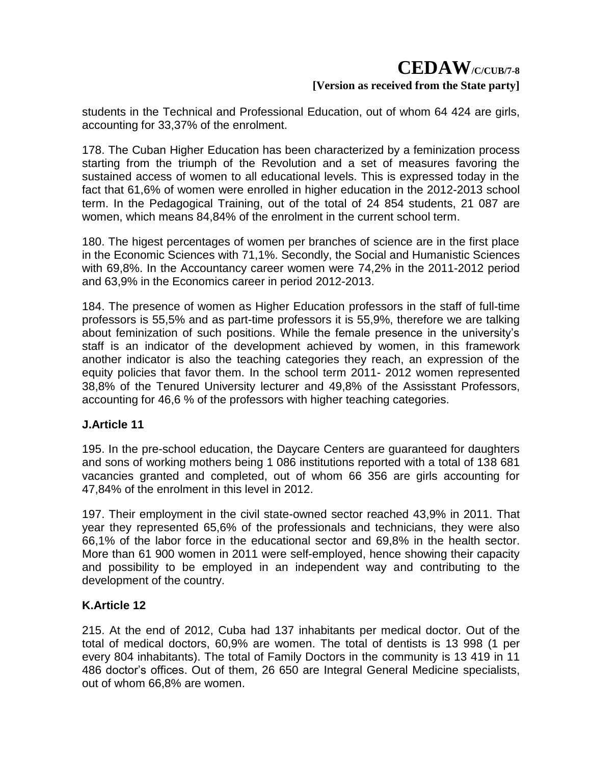students in the Technical and Professional Education, out of whom 64 424 are girls, accounting for 33,37% of the enrolment.

178. The Cuban Higher Education has been characterized by a feminization process starting from the triumph of the Revolution and a set of measures favoring the sustained access of women to all educational levels. This is expressed today in the fact that 61,6% of women were enrolled in higher education in the 2012-2013 school term. In the Pedagogical Training, out of the total of 24 854 students, 21 087 are women, which means 84,84% of the enrolment in the current school term.

180. The higest percentages of women per branches of science are in the first place in the Economic Sciences with 71,1%. Secondly, the Social and Humanistic Sciences with 69,8%. In the Accountancy career women were 74,2% in the 2011-2012 period and 63,9% in the Economics career in period 2012-2013.

184. The presence of women as Higher Education professors in the staff of full-time professors is 55,5% and as part-time professors it is 55,9%, therefore we are talking about feminization of such positions. While the female presence in the university's staff is an indicator of the development achieved by women, in this framework another indicator is also the teaching categories they reach, an expression of the equity policies that favor them. In the school term 2011- 2012 women represented 38,8% of the Tenured University lecturer and 49,8% of the Assisstant Professors, accounting for 46,6 % of the professors with higher teaching categories.

## J.Article 11

195. In the pre-school education, the Daycare Centers are guaranteed for daughters and sons of working mothers being 1 086 institutions reported with a total of 138 681 vacancies granted and completed, out of whom 66 356 are girls accounting for 47,84% of the enrolment in this level in 2012.

197. Their employment in the civil state-owned sector reached 43,9% in 2011. That year they represented 65,6% of the professionals and technicians, they were also 66,1% of the labor force in the educational sector and 69,8% in the health sector. More than 61 900 women in 2011 were self-employed, hence showing their capacity and possibility to be employed in an independent way and contributing to the development of the country.

## K.Article 12

215. At the end of 2012, Cuba had 137 inhabitants per medical doctor. Out of the total of medical doctors, 60,9% are women. The total of dentists is 13 998 (1 per every 804 inhabitants). The total of Family Doctors in the community is 13 419 in 11 486 doctor's offices. Out of them, 26 650 are Integral General Medicine specialists, out of whom 66,8% are women.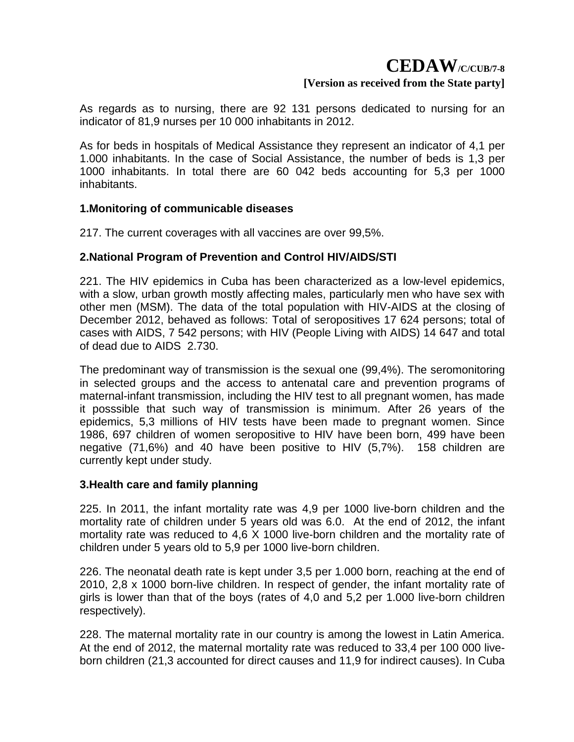As regards as to nursing, there are 92 131 persons dedicated to nursing for an indicator of 81,9 nurses per 10 000 inhabitants in 2012.

As for beds in hospitals of Medical Assistance they represent an indicator of 4,1 per 1.000 inhabitants. In the case of Social Assistance, the number of beds is 1,3 per 1000 inhabitants. In total there are 60 042 beds accounting for 5,3 per 1000 inhabitants.

**1.Monitoring of communicable diseases**

217. The current coverages with all vaccines are over 99,5%.

**2.National Program of Prevention and Control HIV/AIDS/STI**

221. The HIV epidemics in Cuba has been characterized as a low-level epidemics, with a slow, urban growth mostly affecting males, particularly men who have sex with other men (MSM). The data of the total population with HIV-AIDS at the closing of December 2012, behaved as follows: Total of seropositives 17 624 persons; total of cases with AIDS, 7 542 persons; with HIV (People Living with AIDS) 14 647 and total of dead due to AIDS 2.730.

The predominant way of transmission is the sexual one (99,4%). The seromonitoring in selected groups and the access to antenatal care and prevention programs of maternal-infant transmission, including the HIV test to all pregnant women, has made it posssible that such way of transmission is minimum. After 26 years of the epidemics, 5,3 millions of HIV tests have been made to pregnant women. Since 1986, 697 children of women seropositive to HIV have been born, 499 have been negative (71,6%) and 40 have been positive to HIV (5,7%). 158 children are currently kept under study.

**3.Health care and family planning**

225. In 2011, the infant mortality rate was 4,9 per 1000 live-born children and the mortality rate of children under 5 years old was 6.0. At the end of 2012, the infant mortality rate was reduced to 4,6 X 1000 live-born children and the mortality rate of children under 5 years old to 5,9 per 1000 live-born children.

226. The neonatal death rate is kept under 3,5 per 1.000 born, reaching at the end of 2010, 2,8 x 1000 born-live children. In respect of gender, the infant mortality rate of girls is lower than that of the boys (rates of 4,0 and 5,2 per 1.000 live-born children respectively).

228. The maternal mortality rate in our country is among the lowest in Latin America. At the end of 2012, the maternal mortality rate was reduced to 33,4 per 100 000 live-born children (21,3 accounted for direct causes and 11,9 for indirect causes). In Cuba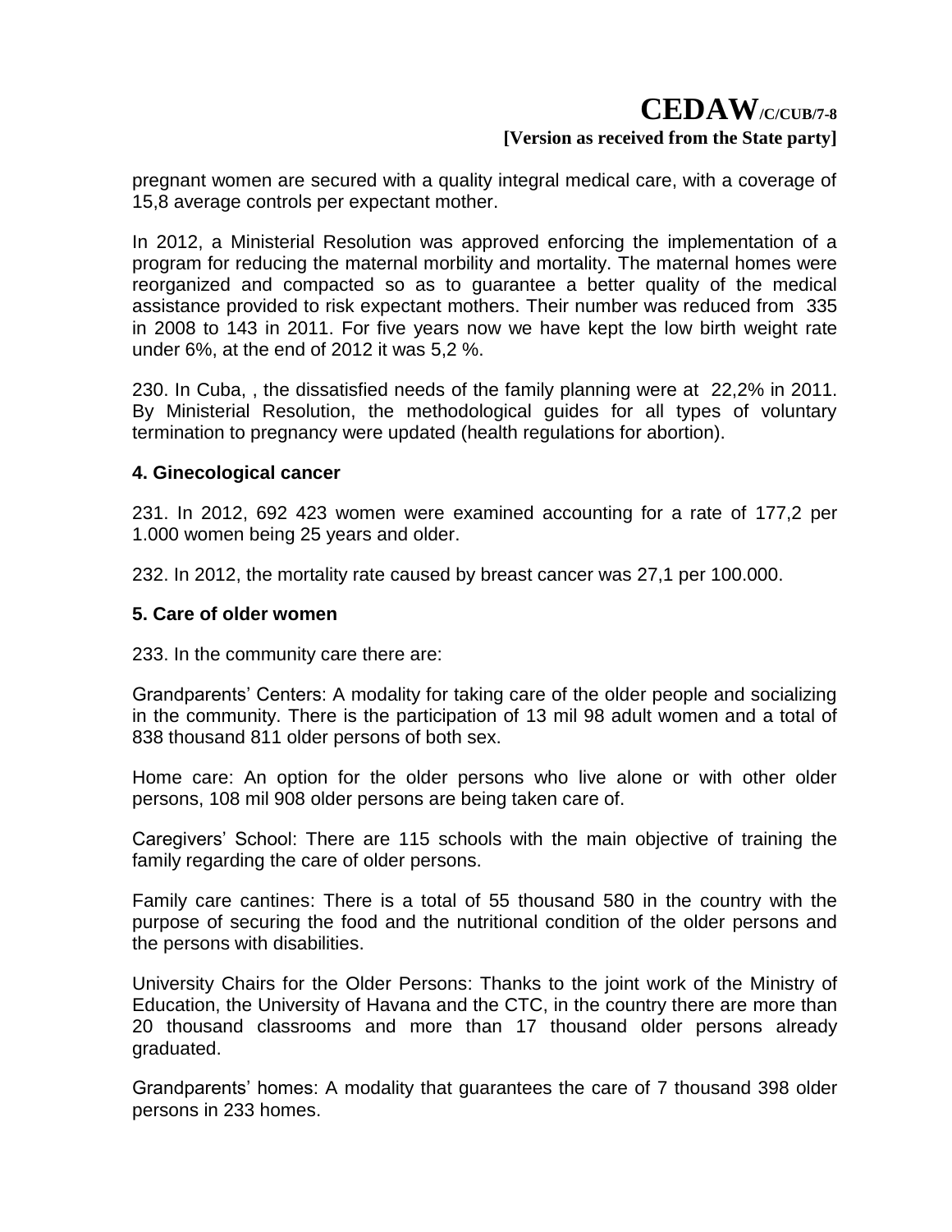pregnant women are secured with a quality integral medical care, with a coverage of 15,8 average controls per expectant mother.

In 2012, a Ministerial Resolution was approved enforcing the implementation of a program for reducing the maternal morbility and mortality. The maternal homes were reorganized and compacted so as to guarantee a better quality of the medical assistance provided to risk expectant mothers. Their number was reduced from 335 in 2008 to 143 in 2011. For five years now we have kept the low birth weight rate under 6%, at the end of 2012 it was 5,2 %.

230. In Cuba, , the dissatisfied needs of the family planning were at 22,2% in 2011. By Ministerial Resolution, the methodological guides for all types of voluntary termination to pregnancy were updated (health regulations for abortion).

**4. Ginecological cancer**

231. In 2012, 692 423 women were examined accounting for a rate of 177,2 per 1.000 women being 25 years and older.

232. In 2012, the mortality rate caused by breast cancer was 27,1 per 100.000.

**5. Care of older women**

233. In the community care there are:

Grandparents' Centers: A modality for taking care of the older people and socializing in the community. There is the participation of 13 mil 98 adult women and a total of 838 thousand 811 older persons of both sex.

Home care: An option for the older persons who live alone or with other older persons, 108 mil 908 older persons are being taken care of.

Caregivers' School: There are 115 schools with the main objective of training the family regarding the care of older persons.

Family care cantines: There is a total of 55 thousand 580 in the country with the purpose of securing the food and the nutritional condition of the older persons and the persons with disabilities.

University Chairs for the Older Persons: Thanks to the joint work of the Ministry of Education, the University of Havana and the CTC, in the country there are more than 20 thousand classrooms and more than 17 thousand older persons already graduated.

Grandparents' homes: A modality that guarantees the care of 7 thousand 398 older persons in 233 homes.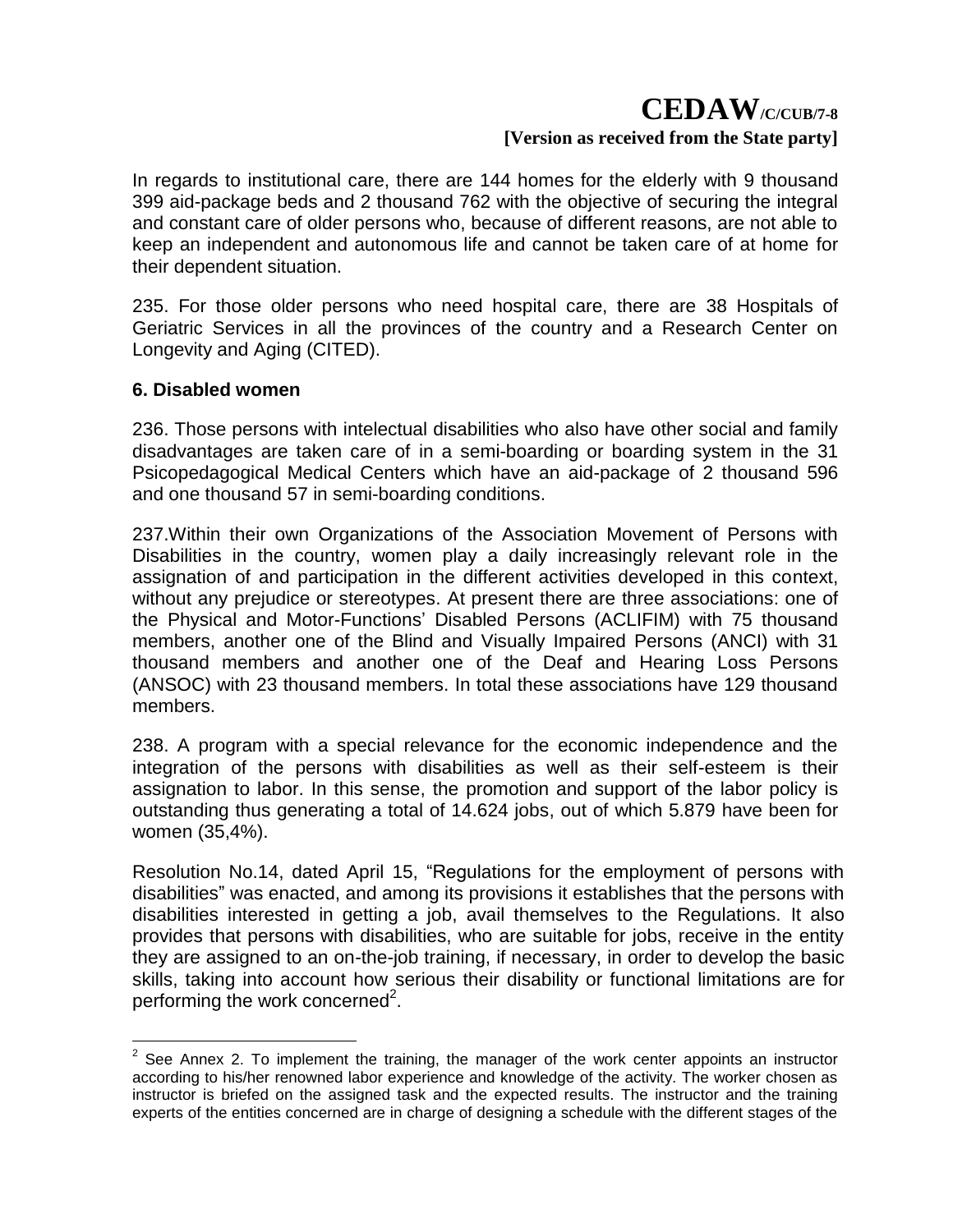In regards to institutional care, there are 144 homes for the elderly with 9 thousand 399 aid-package beds and 2 thousand 762 with the objective of securing the integral and constant care of older persons who, because of different reasons, are not able to keep an independent and autonomous life and cannot be taken care of at home for their dependent situation.

235. For those older persons who need hospital care, there are 38 Hospitals of Geriatric Services in all the provinces of the country and a Research Center on Longevity and Aging (CITED).

**6. Disabled women**

236. Those persons with intelectual disabilities who also have other social and family disadvantages are taken care of in a semi-boarding or boarding system in the 31 Psicopedagogical Medical Centers which have an aid-package of 2 thousand 596 and one thousand 57 in semi-boarding conditions.

237.Within their own Organizations of the Association Movement of Persons with Disabilities in the country, women play a daily increasingly relevant role in the assignation of and participation in the different activities developed in this context, without any prejudice or stereotypes. At present there are three associations: one of the Physical and Motor-Functions' Disabled Persons (ACLIFIM) with 75 thousand members, another one of the Blind and Visually Impaired Persons (ANCI) with 31 thousand members and another one of the Deaf and Hearing Loss Persons (ANSOC) with 23 thousand members. In total these associations have 129 thousand members.

238. A program with a special relevance for the economic independence and the integration of the persons with disabilities as well as their self-esteem is their assignation to labor. In this sense, the promotion and support of the labor policy is outstanding thus generating a total of 14.624 jobs, out of which 5.879 have been for women (35,4%).

Resolution No.14, dated April 15, "Regulations for the employment of persons with disabilities" was enacted, and among its provisions it establishes that the persons with disabilities interested in getting a job, avail themselves to the Regulations. It also provides that persons with disabilities, who are suitable for jobs, receive in the entity they are assigned to an on-the-job training, if necessary, in order to develop the basic skills, taking into account how serious their disability or functional limitations are for performing the work concerned[2].

[2] See Annex 2. To implement the training, the manager of the work center appoints an instructor according to his/her renowned labor experience and knowledge of the activity. The worker chosen as instructor is briefed on the assigned task and the expected results. The instructor and the training experts of the entities concerned are in charge of designing a schedule with the different stages of the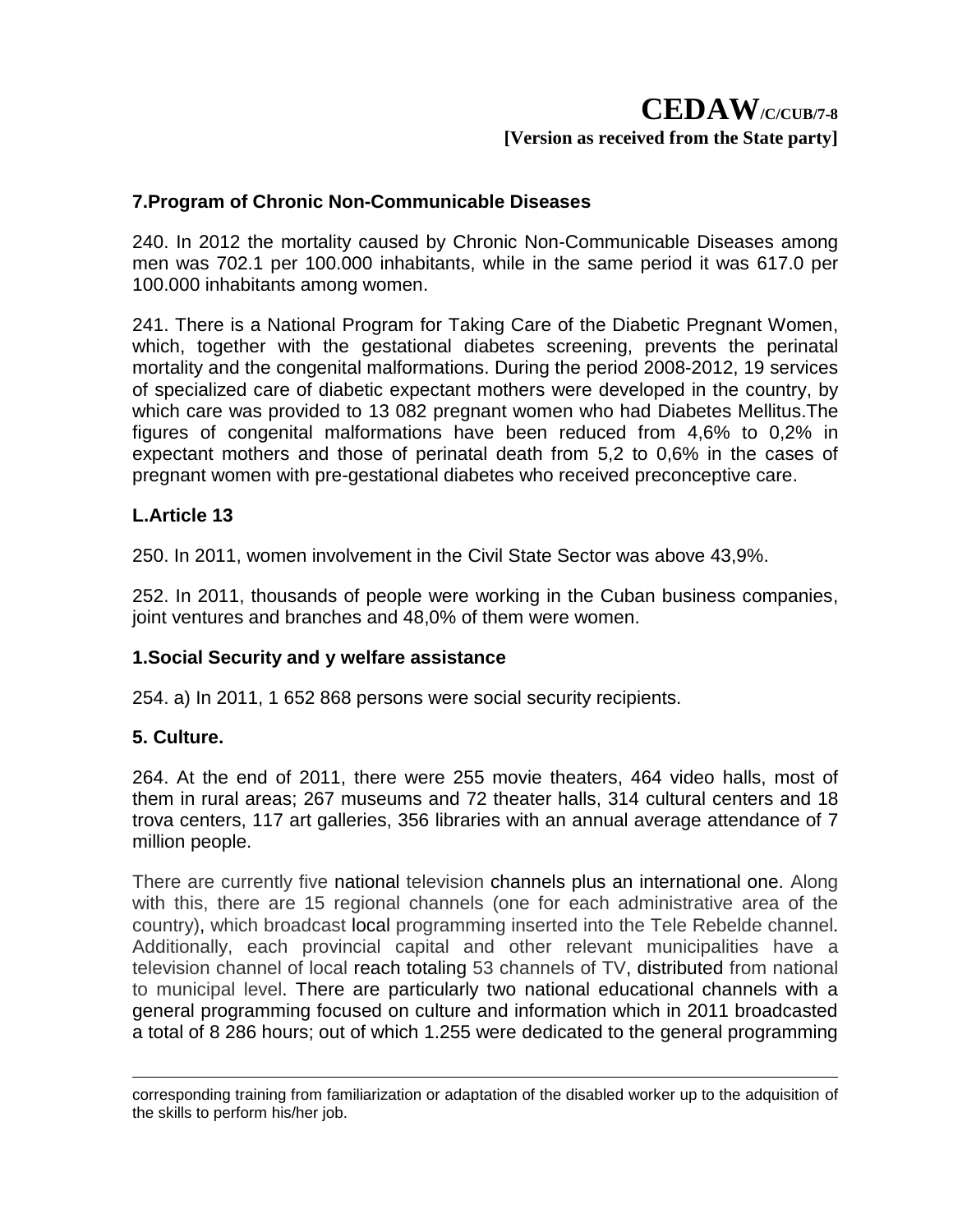### 7.Program of Chronic Non-Communicable Diseases

240. In 2012 the mortality caused by Chronic Non-Communicable Diseases among men was 702.1 per 100.000 inhabitants, while in the same period it was 617.0 per 100.000 inhabitants among women.

241. There is a National Program for Taking Care of the Diabetic Pregnant Women, which, together with the gestational diabetes screening, prevents the perinatal mortality and the congenital malformations. During the period 2008-2012, 19 services of specialized care of diabetic expectant mothers were developed in the country, by which care was provided to 13 082 pregnant women who had Diabetes Mellitus.The figures of congenital malformations have been reduced from 4,6% to 0,2% in expectant mothers and those of perinatal death from 5,2 to 0,6% in the cases of pregnant women with pre-gestational diabetes who received preconceptive care.

### L.Article 13

250. In 2011, women involvement in the Civil State Sector was above 43,9%.

252. In 2011, thousands of people were working in the Cuban business companies, joint ventures and branches and 48,0% of them were women.

### 1.Social Security and y welfare assistance

254. a) In 2011, 1 652 868 persons were social security recipients.

### 5. Culture.

264. At the end of 2011, there were 255 movie theaters, 464 video halls, most of them in rural areas; 267 museums and 72 theater halls, 314 cultural centers and 18 trova centers, 117 art galleries, 356 libraries with an annual average attendance of 7 million people.

There are currently five national television channels plus an international one. Along with this, there are 15 regional channels (one for each administrative area of the country), which broadcast local programming inserted into the Tele Rebelde channel. Additionally, each provincial capital and other relevant municipalities have a television channel of local reach totaling 53 channels of TV, distributed from national to municipal level. There are particularly two national educational channels with a general programming focused on culture and information which in 2011 broadcasted a total of 8 286 hours; out of which 1.255 were dedicated to the general programming

---

corresponding training from familiarization or adaptation of the disabled worker up to the adquisition of the skills to perform his/her job.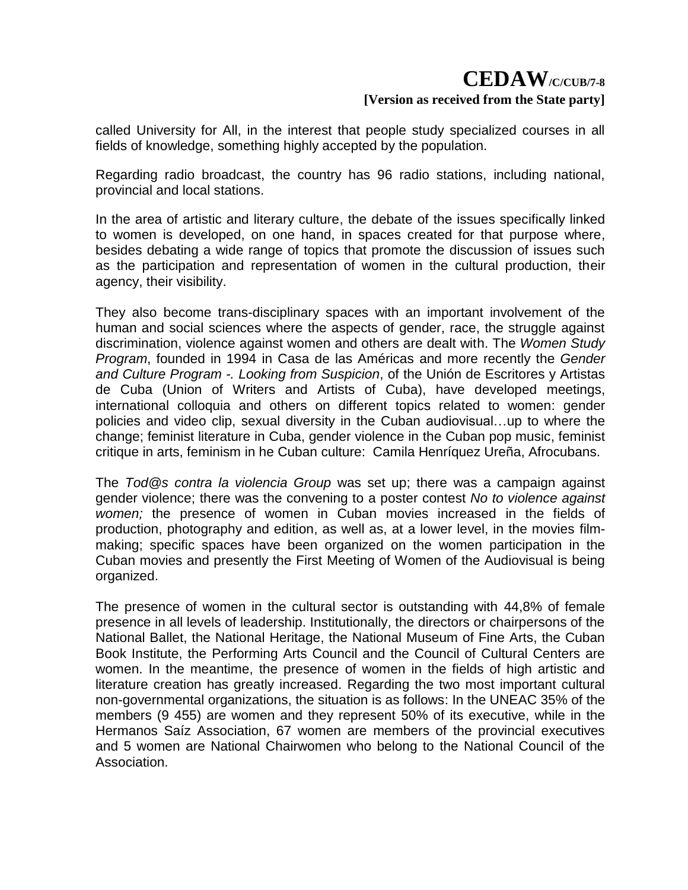called University for All, in the interest that people study specialized courses in all fields of knowledge, something highly accepted by the population.

Regarding radio broadcast, the country has 96 radio stations, including national, provincial and local stations.

In the area of artistic and literary culture, the debate of the issues specifically linked to women is developed, on one hand, in spaces created for that purpose where, besides debating a wide range of topics that promote the discussion of issues such as the participation and representation of women in the cultural production, their agency, their visibility.

They also become trans-disciplinary spaces with an important involvement of the human and social sciences where the aspects of gender, race, the struggle against discrimination, violence against women and others are dealt with. The *Women Study Program*, founded in 1994 in Casa de las Américas and more recently the *Gender and Culture Program -. Looking from Suspicion*, of the Unión de Escritores y Artistas de Cuba (Union of Writers and Artists of Cuba), have developed meetings, international colloquia and others on different topics related to women: gender policies and video clip, sexual diversity in the Cuban audiovisual…up to where the change; feminist literature in Cuba, gender violence in the Cuban pop music, feminist critique in arts, feminism in he Cuban culture: Camila Henríquez Ureña, Afrocubans.

The *Tod@s contra la violencia Group* was set up; there was a campaign against gender violence; there was the convening to a poster contest *No to violence against women;* the presence of women in Cuban movies increased in the fields of production, photography and edition, as well as, at a lower level, in the movies film-making; specific spaces have been organized on the women participation in the Cuban movies and presently the First Meeting of Women of the Audiovisual is being organized.

The presence of women in the cultural sector is outstanding with 44,8% of female presence in all levels of leadership. Institutionally, the directors or chairpersons of the National Ballet, the National Heritage, the National Museum of Fine Arts, the Cuban Book Institute, the Performing Arts Council and the Council of Cultural Centers are women. In the meantime, the presence of women in the fields of high artistic and literature creation has greatly increased. Regarding the two most important cultural non-governmental organizations, the situation is as follows: In the UNEAC 35% of the members (9 455) are women and they represent 50% of its executive, while in the Hermanos Saíz Association, 67 women are members of the provincial executives and 5 women are National Chairwomen who belong to the National Council of the Association.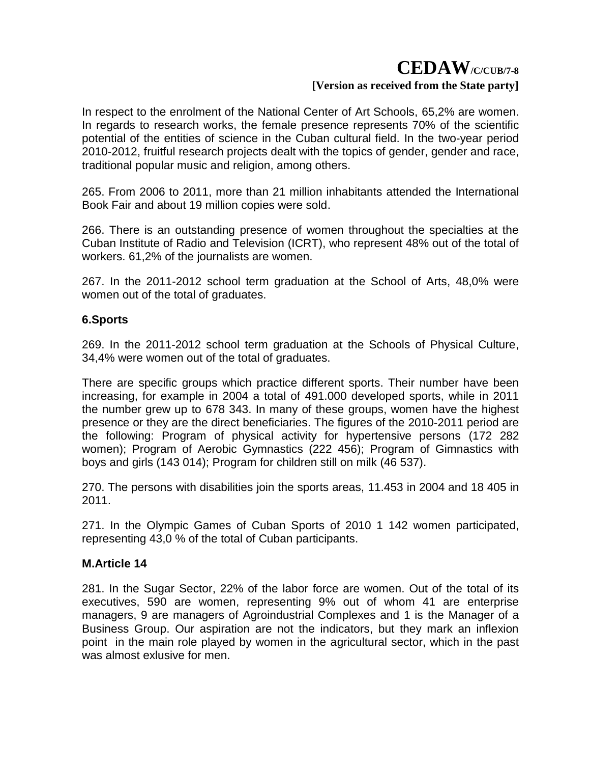In respect to the enrolment of the National Center of Art Schools, 65,2% are women. In regards to research works, the female presence represents 70% of the scientific potential of the entities of science in the Cuban cultural field. In the two-year period 2010-2012, fruitful research projects dealt with the topics of gender, gender and race, traditional popular music and religion, among others.

265. From 2006 to 2011, more than 21 million inhabitants attended the International Book Fair and about 19 million copies were sold.

266. There is an outstanding presence of women throughout the specialties at the Cuban Institute of Radio and Television (ICRT), who represent 48% out of the total of workers. 61,2% of the journalists are women.

267. In the 2011-2012 school term graduation at the School of Arts, 48,0% were women out of the total of graduates.

### 6.Sports

269. In the 2011-2012 school term graduation at the Schools of Physical Culture, 34,4% were women out of the total of graduates.

There are specific groups which practice different sports. Their number have been increasing, for example in 2004 a total of 491.000 developed sports, while in 2011 the number grew up to 678 343. In many of these groups, women have the highest presence or they are the direct beneficiaries. The figures of the 2010-2011 period are the following: Program of physical activity for hypertensive persons (172 282 women); Program of Aerobic Gymnastics (222 456); Program of Gimnastics with boys and girls (143 014); Program for children still on milk (46 537).

270. The persons with disabilities join the sports areas, 11.453 in 2004 and 18 405 in 2011.

271. In the Olympic Games of Cuban Sports of 2010 1 142 women participated, representing 43,0 % of the total of Cuban participants.

### M.Article 14

281. In the Sugar Sector, 22% of the labor force are women. Out of the total of its executives, 590 are women, representing 9% out of whom 41 are enterprise managers, 9 are managers of Agroindustrial Complexes and 1 is the Manager of a Business Group. Our aspiration are not the indicators, but they mark an inflexion point in the main role played by women in the agricultural sector, which in the past was almost exlusive for men.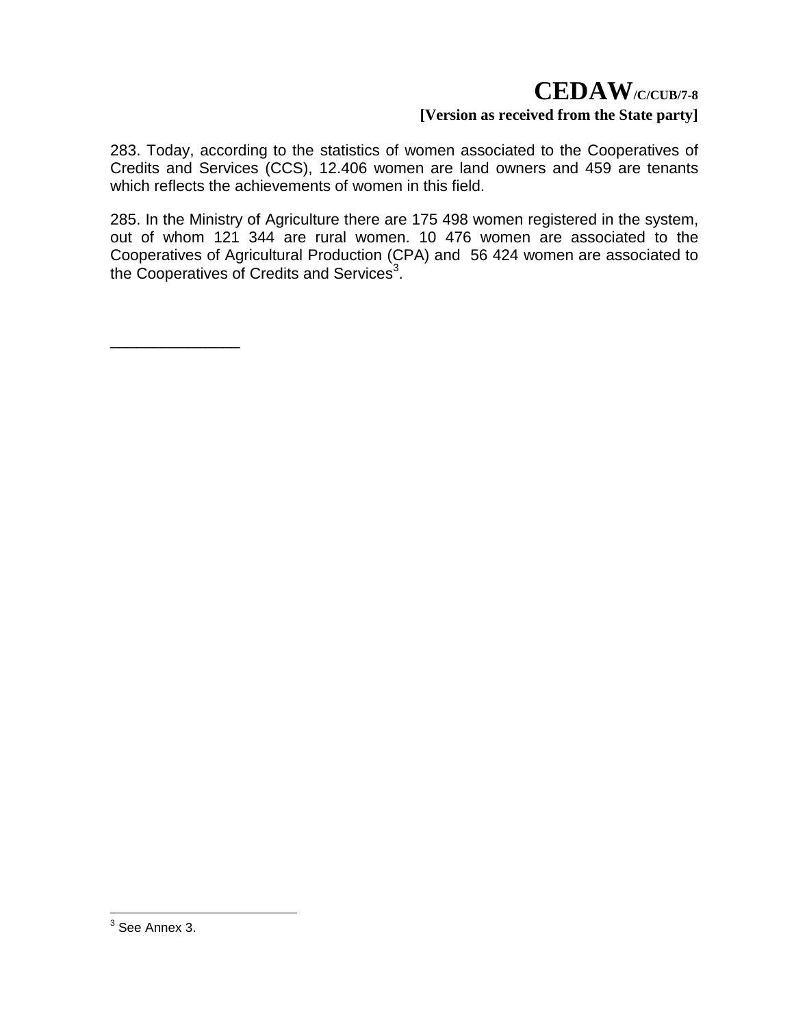283. Today, according to the statistics of women associated to the Cooperatives of Credits and Services (CCS), 12.406 women are land owners and 459 are tenants which reflects the achievements of women in this field.

285. In the Ministry of Agriculture there are 175 498 women registered in the system, out of whom 121 344 are rural women. 10 476 women are associated to the Cooperatives of Agricultural Production (CPA) and 56 424 women are associated to the Cooperatives of Credits and Services[3].

_______________

[3] See Annex 3.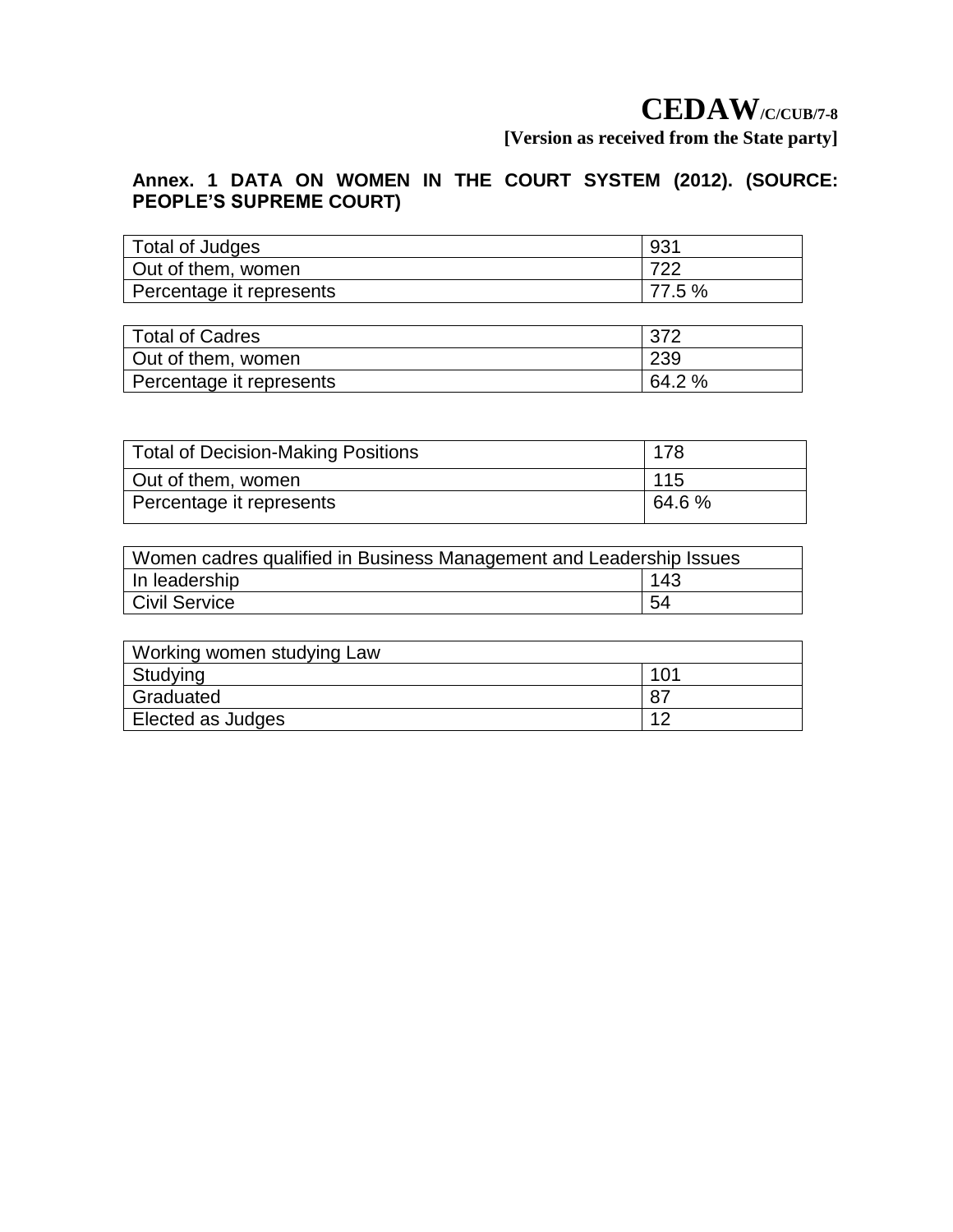# Annex. 1 DATA ON WOMEN IN THE COURT SYSTEM (2012). (SOURCE: PEOPLE'S SUPREME COURT)

| Total of Judges | 931 |
|---|---|
| Out of them, women | 722 |
| Percentage it represents | 77.5 % |

| Total of Cadres | 372 |
|---|---|
| Out of them, women | 239 |
| Percentage it represents | 64.2 % |

| Total of Decision-Making Positions | 178 |
|---|---|
| Out of them, women | 115 |
| Percentage it represents | 64.6 % |

| Women cadres qualified in Business Management and Leadership Issues | |
|---|---|
| In leadership | 143 |
| Civil Service | 54 |

| Working women studying Law | |
|---|---|
| Studying | 101 |
| Graduated | 87 |
| Elected as Judges | 12 |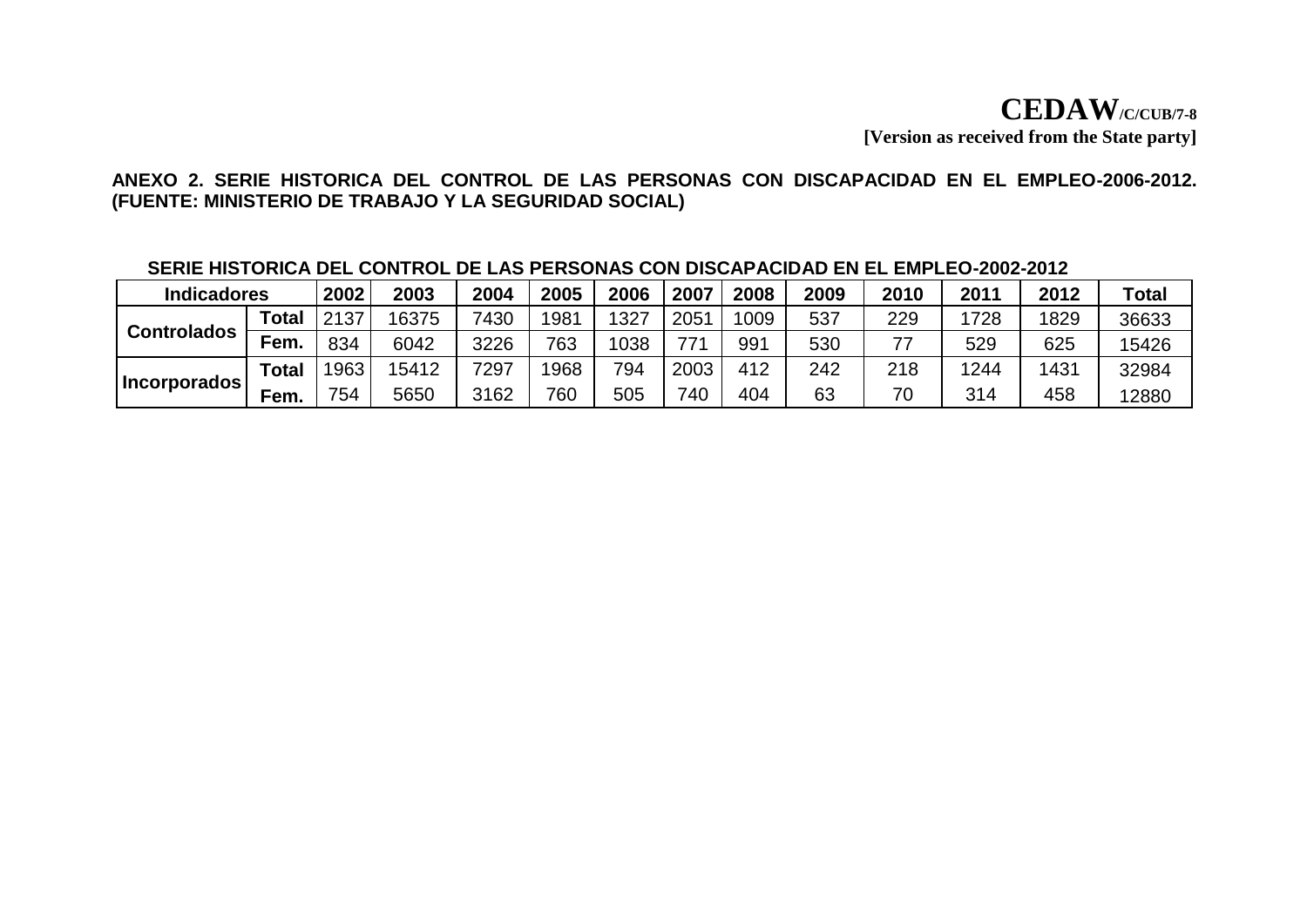**ANEXO 2. SERIE HISTORICA DEL CONTROL DE LAS PERSONAS CON DISCAPACIDAD EN EL EMPLEO-2006-2012. (FUENTE: MINISTERIO DE TRABAJO Y LA SEGURIDAD SOCIAL)**

**SERIE HISTORICA DEL CONTROL DE LAS PERSONAS CON DISCAPACIDAD EN EL EMPLEO-2002-2012**

| Indicadores | | 2002 | 2003 | 2004 | 2005 | 2006 | 2007 | 2008 | 2009 | 2010 | 2011 | 2012 | Total |
|---|---|---|---|---|---|---|---|---|---|---|---|---|---|
| Controlados | Total | 2137 | 16375 | 7430 | 1981 | 1327 | 2051 | 1009 | 537 | 229 | 1728 | 1829 | 36633 |
| | Fem. | 834 | 6042 | 3226 | 763 | 1038 | 771 | 991 | 530 | 77 | 529 | 625 | 15426 |
| Incorporados | Total | 1963 | 15412 | 7297 | 1968 | 794 | 2003 | 412 | 242 | 218 | 1244 | 1431 | 32984 |
| | Fem. | 754 | 5650 | 3162 | 760 | 505 | 740 | 404 | 63 | 70 | 314 | 458 | 12880 |